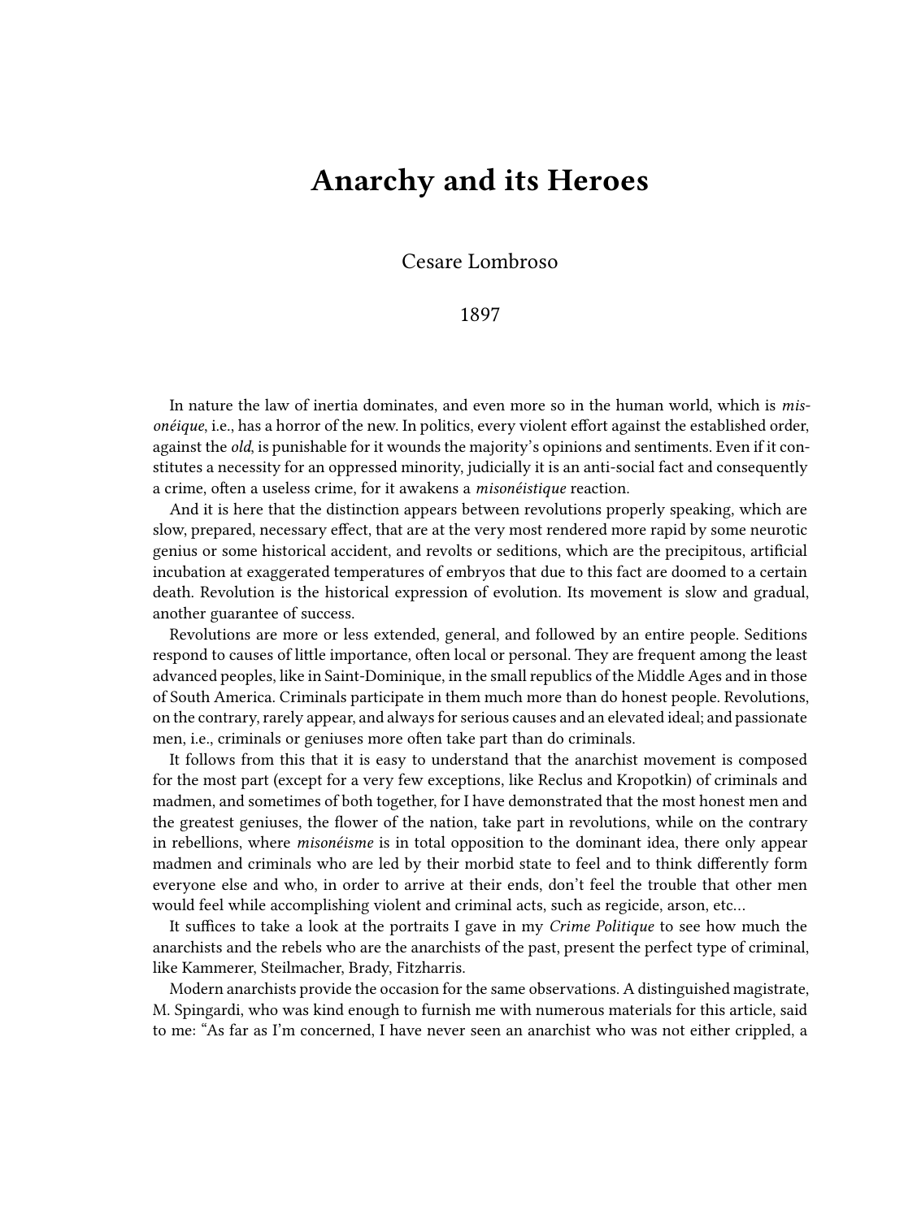# Anarchy and its Heroes

Cesare Lombroso

1897

In nature the law of inertia dominates, and even more so in the human world, which is *misonéique*, i.e., has a horror of the new. In politics, every violent effort against the established order, against the *old*, is punishable for it wounds the majority's opinions and sentiments. Even if it constitutes a necessity for an oppressed minority, judicially it is an anti-social fact and consequently a crime, often a useless crime, for it awakens a *misonéistique* reaction.

And it is here that the distinction appears between revolutions properly speaking, which are slow, prepared, necessary effect, that are at the very most rendered more rapid by some neurotic genius or some historical accident, and revolts or seditions, which are the precipitous, artificial incubation at exaggerated temperatures of embryos that due to this fact are doomed to a certain death. Revolution is the historical expression of evolution. Its movement is slow and gradual, another guarantee of success.

Revolutions are more or less extended, general, and followed by an entire people. Seditions respond to causes of little importance, often local or personal. They are frequent among the least advanced peoples, like in Saint-Dominique, in the small republics of the Middle Ages and in those of South America. Criminals participate in them much more than do honest people. Revolutions, on the contrary, rarely appear, and always for serious causes and an elevated ideal; and passionate men, i.e., criminals or geniuses more often take part than do criminals.

It follows from this that it is easy to understand that the anarchist movement is composed for the most part (except for a very few exceptions, like Reclus and Kropotkin) of criminals and madmen, and sometimes of both together, for I have demonstrated that the most honest men and the greatest geniuses, the flower of the nation, take part in revolutions, while on the contrary in rebellions, where *misonéisme* is in total opposition to the dominant idea, there only appear madmen and criminals who are led by their morbid state to feel and to think differently form everyone else and who, in order to arrive at their ends, don't feel the trouble that other men would feel while accomplishing violent and criminal acts, such as regicide, arson, etc…

It suffices to take a look at the portraits I gave in my *Crime Politique* to see how much the anarchists and the rebels who are the anarchists of the past, present the perfect type of criminal, like Kammerer, Steilmacher, Brady, Fitzharris.

Modern anarchists provide the occasion for the same observations. A distinguished magistrate, M. Spingardi, who was kind enough to furnish me with numerous materials for this article, said to me: "As far as I'm concerned, I have never seen an anarchist who was not either crippled, a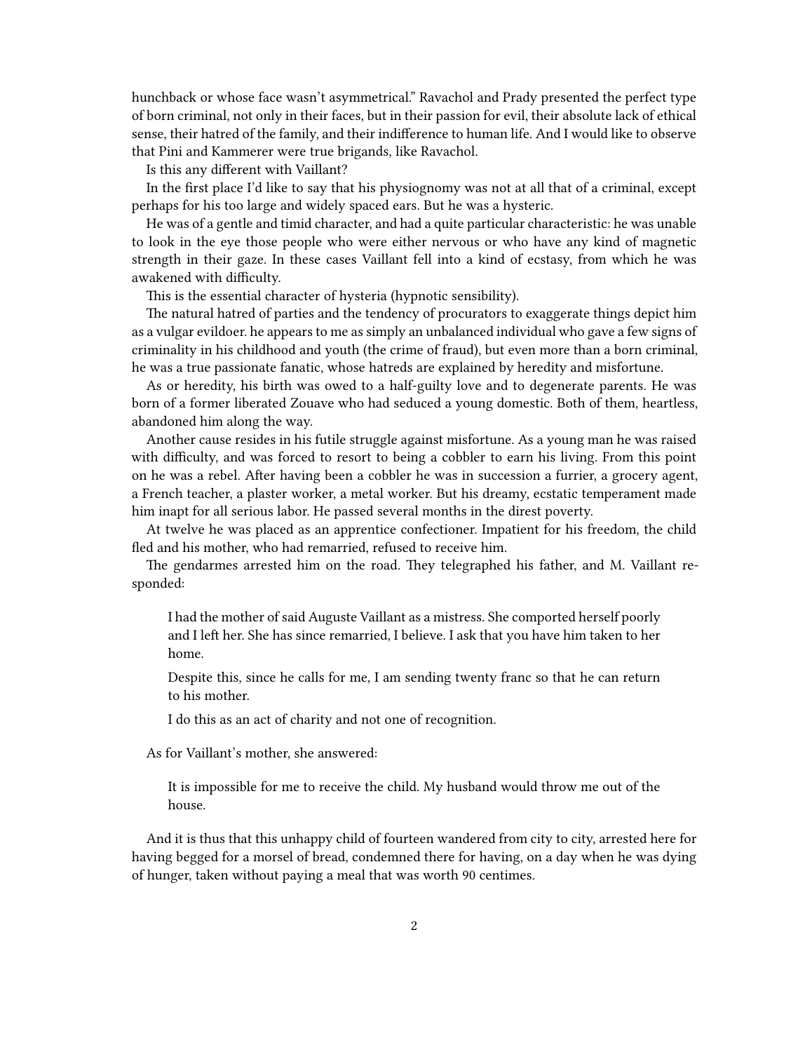hunchback or whose face wasn't asymmetrical." Ravachol and Prady presented the perfect type of born criminal, not only in their faces, but in their passion for evil, their absolute lack of ethical sense, their hatred of the family, and their indifference to human life. And I would like to observe that Pini and Kammerer were true brigands, like Ravachol.

Is this any different with Vaillant?

In the first place I'd like to say that his physiognomy was not at all that of a criminal, except perhaps for his too large and widely spaced ears. But he was a hysteric.

He was of a gentle and timid character, and had a quite particular characteristic: he was unable to look in the eye those people who were either nervous or who have any kind of magnetic strength in their gaze. In these cases Vaillant fell into a kind of ecstasy, from which he was awakened with difficulty.

This is the essential character of hysteria (hypnotic sensibility).

The natural hatred of parties and the tendency of procurators to exaggerate things depict him as a vulgar evildoer. he appears to me as simply an unbalanced individual who gave a few signs of criminality in his childhood and youth (the crime of fraud), but even more than a born criminal, he was a true passionate fanatic, whose hatreds are explained by heredity and misfortune.

As or heredity, his birth was owed to a half-guilty love and to degenerate parents. He was born of a former liberated Zouave who had seduced a young domestic. Both of them, heartless, abandoned him along the way.

Another cause resides in his futile struggle against misfortune. As a young man he was raised with difficulty, and was forced to resort to being a cobbler to earn his living. From this point on he was a rebel. After having been a cobbler he was in succession a furrier, a grocery agent, a French teacher, a plaster worker, a metal worker. But his dreamy, ecstatic temperament made him inapt for all serious labor. He passed several months in the direst poverty.

At twelve he was placed as an apprentice confectioner. Impatient for his freedom, the child fled and his mother, who had remarried, refused to receive him.

The gendarmes arrested him on the road. They telegraphed his father, and M. Vaillant responded:

> I had the mother of said Auguste Vaillant as a mistress. She comported herself poorly and I left her. She has since remarried, I believe. I ask that you have him taken to her home.
>
> Despite this, since he calls for me, I am sending twenty franc so that he can return to his mother.
>
> I do this as an act of charity and not one of recognition.

As for Vaillant's mother, she answered:

> It is impossible for me to receive the child. My husband would throw me out of the house.

And it is thus that this unhappy child of fourteen wandered from city to city, arrested here for having begged for a morsel of bread, condemned there for having, on a day when he was dying of hunger, taken without paying a meal that was worth 90 centimes.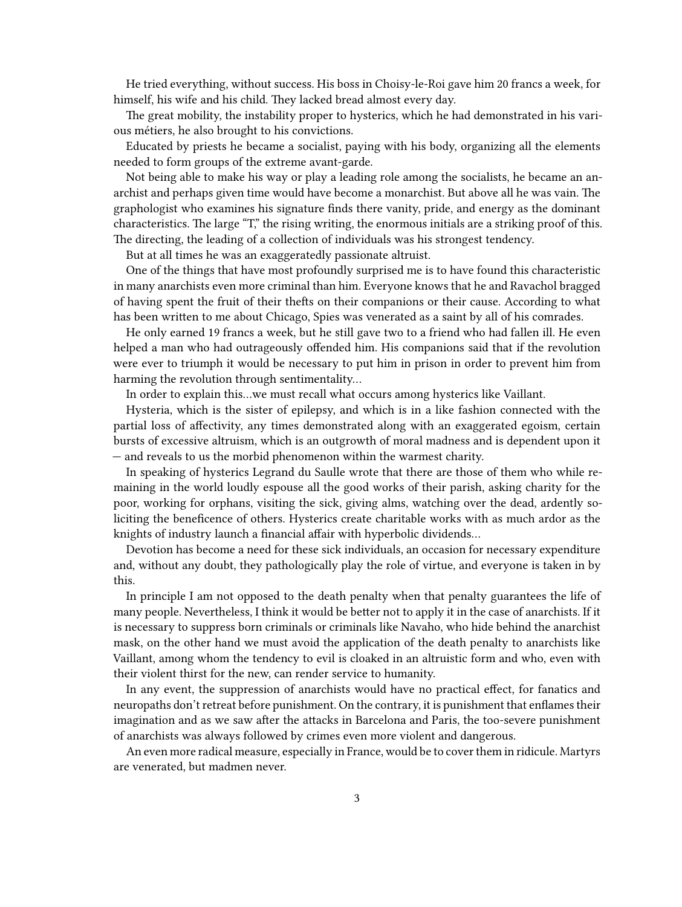He tried everything, without success. His boss in Choisy-le-Roi gave him 20 francs a week, for himself, his wife and his child. They lacked bread almost every day.

The great mobility, the instability proper to hysterics, which he had demonstrated in his various métiers, he also brought to his convictions.

Educated by priests he became a socialist, paying with his body, organizing all the elements needed to form groups of the extreme avant-garde.

Not being able to make his way or play a leading role among the socialists, he became an anarchist and perhaps given time would have become a monarchist. But above all he was vain. The graphologist who examines his signature finds there vanity, pride, and energy as the dominant characteristics. The large "T," the rising writing, the enormous initials are a striking proof of this. The directing, the leading of a collection of individuals was his strongest tendency.

But at all times he was an exaggeratedly passionate altruist.

One of the things that have most profoundly surprised me is to have found this characteristic in many anarchists even more criminal than him. Everyone knows that he and Ravachol bragged of having spent the fruit of their thefts on their companions or their cause. According to what has been written to me about Chicago, Spies was venerated as a saint by all of his comrades.

He only earned 19 francs a week, but he still gave two to a friend who had fallen ill. He even helped a man who had outrageously offended him. His companions said that if the revolution were ever to triumph it would be necessary to put him in prison in order to prevent him from harming the revolution through sentimentality…

In order to explain this…we must recall what occurs among hysterics like Vaillant.

Hysteria, which is the sister of epilepsy, and which is in a like fashion connected with the partial loss of affectivity, any times demonstrated along with an exaggerated egoism, certain bursts of excessive altruism, which is an outgrowth of moral madness and is dependent upon it — and reveals to us the morbid phenomenon within the warmest charity.

In speaking of hysterics Legrand du Saulle wrote that there are those of them who while remaining in the world loudly espouse all the good works of their parish, asking charity for the poor, working for orphans, visiting the sick, giving alms, watching over the dead, ardently soliciting the beneficence of others. Hysterics create charitable works with as much ardor as the knights of industry launch a financial affair with hyperbolic dividends…

Devotion has become a need for these sick individuals, an occasion for necessary expenditure and, without any doubt, they pathologically play the role of virtue, and everyone is taken in by this.

In principle I am not opposed to the death penalty when that penalty guarantees the life of many people. Nevertheless, I think it would be better not to apply it in the case of anarchists. If it is necessary to suppress born criminals or criminals like Navaho, who hide behind the anarchist mask, on the other hand we must avoid the application of the death penalty to anarchists like Vaillant, among whom the tendency to evil is cloaked in an altruistic form and who, even with their violent thirst for the new, can render service to humanity.

In any event, the suppression of anarchists would have no practical effect, for fanatics and neuropaths don't retreat before punishment. On the contrary, it is punishment that enflames their imagination and as we saw after the attacks in Barcelona and Paris, the too-severe punishment of anarchists was always followed by crimes even more violent and dangerous.

An even more radical measure, especially in France, would be to cover them in ridicule. Martyrs are venerated, but madmen never.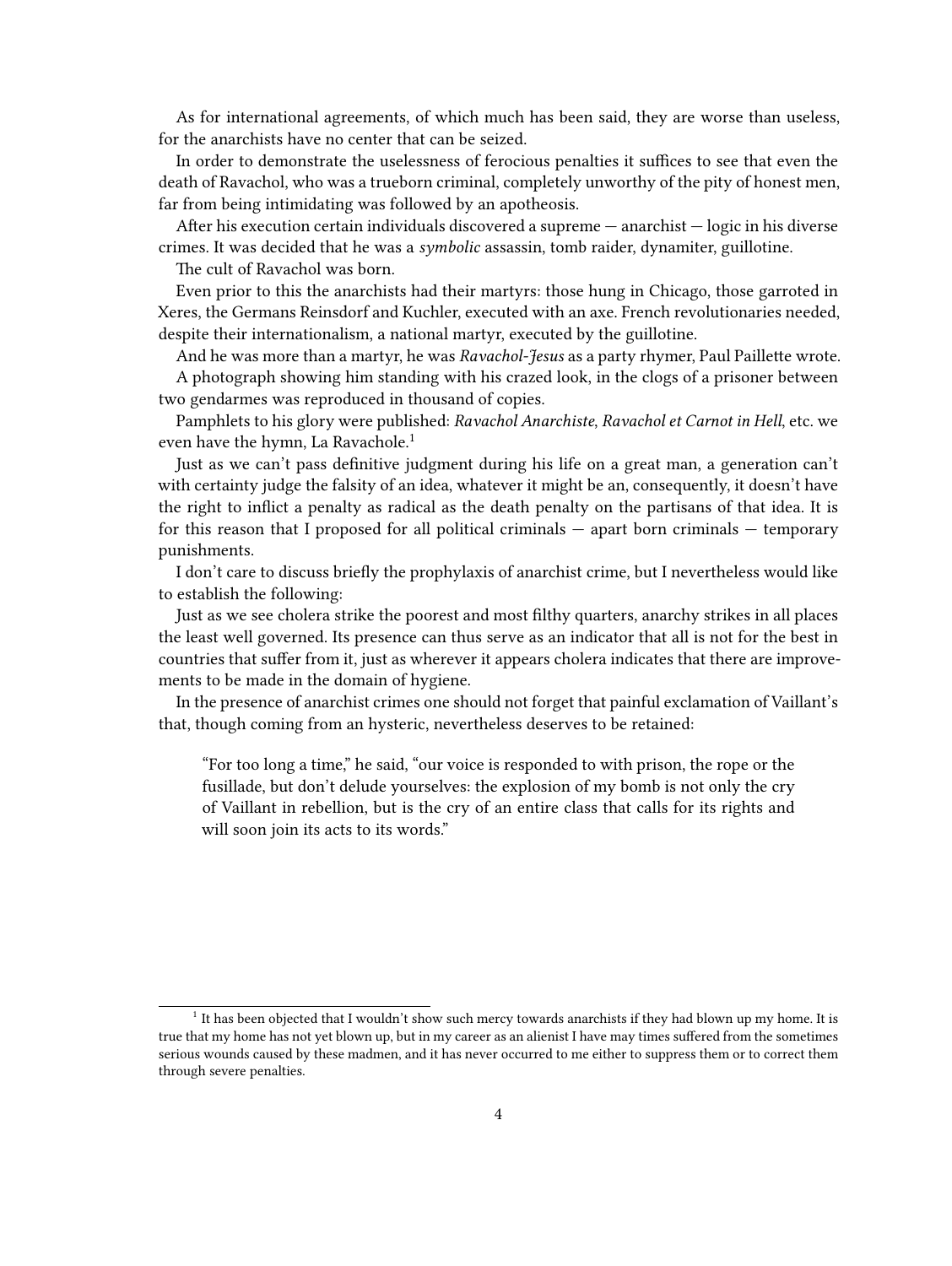As for international agreements, of which much has been said, they are worse than useless, for the anarchists have no center that can be seized.

In order to demonstrate the uselessness of ferocious penalties it suffices to see that even the death of Ravachol, who was a trueborn criminal, completely unworthy of the pity of honest men, far from being intimidating was followed by an apotheosis.

After his execution certain individuals discovered a supreme — anarchist — logic in his diverse crimes. It was decided that he was a *symbolic* assassin, tomb raider, dynamiter, guillotine.

The cult of Ravachol was born.

Even prior to this the anarchists had their martyrs: those hung in Chicago, those garroted in Xeres, the Germans Reinsdorf and Kuchler, executed with an axe. French revolutionaries needed, despite their internationalism, a national martyr, executed by the guillotine.

And he was more than a martyr, he was *Ravachol-Jesus* as a party rhymer, Paul Paillette wrote.

A photograph showing him standing with his crazed look, in the clogs of a prisoner between two gendarmes was reproduced in thousand of copies.

Pamphlets to his glory were published: *Ravachol Anarchiste*, *Ravachol et Carnot in Hell*, etc. we even have the hymn, La Ravachole.[1]

Just as we can't pass definitive judgment during his life on a great man, a generation can't with certainty judge the falsity of an idea, whatever it might be an, consequently, it doesn't have the right to inflict a penalty as radical as the death penalty on the partisans of that idea. It is for this reason that I proposed for all political criminals — apart born criminals — temporary punishments.

I don't care to discuss briefly the prophylaxis of anarchist crime, but I nevertheless would like to establish the following:

Just as we see cholera strike the poorest and most filthy quarters, anarchy strikes in all places the least well governed. Its presence can thus serve as an indicator that all is not for the best in countries that suffer from it, just as wherever it appears cholera indicates that there are improvements to be made in the domain of hygiene.

In the presence of anarchist crimes one should not forget that painful exclamation of Vaillant's that, though coming from an hysteric, nevertheless deserves to be retained:

> "For too long a time," he said, "our voice is responded to with prison, the rope or the fusillade, but don't delude yourselves: the explosion of my bomb is not only the cry of Vaillant in rebellion, but is the cry of an entire class that calls for its rights and will soon join its acts to its words."

---

[1] It has been objected that I wouldn't show such mercy towards anarchists if they had blown up my home. It is true that my home has not yet blown up, but in my career as an alienist I have may times suffered from the sometimes serious wounds caused by these madmen, and it has never occurred to me either to suppress them or to correct them through severe penalties.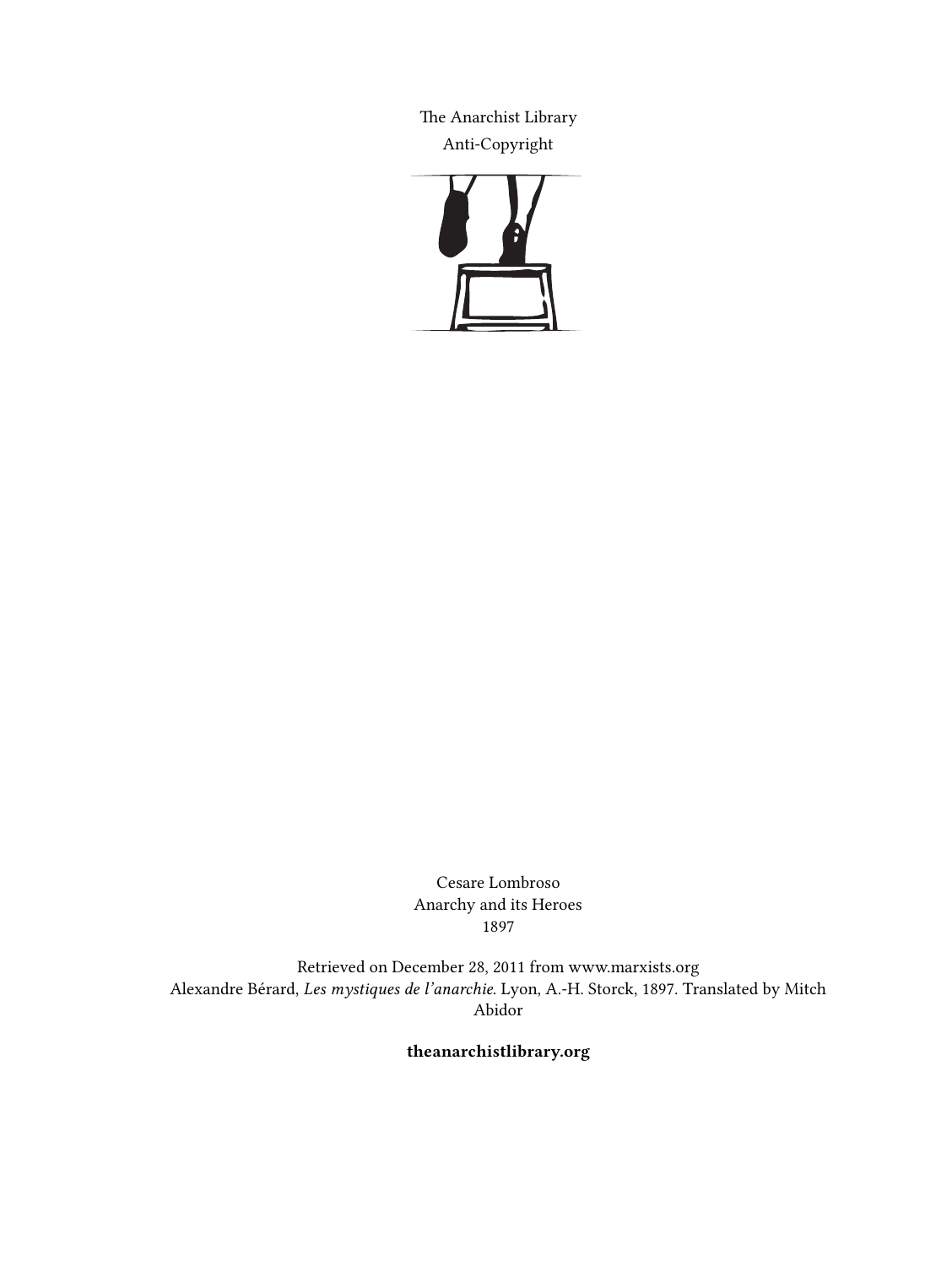The Anarchist Library
Anti-Copyright

Cesare Lombroso
Anarchy and its Heroes
1897

Retrieved on December 28, 2011 from www.marxists.org
Alexandre Bérard, *Les mystiques de l'anarchie*. Lyon, A.-H. Storck, 1897. Translated by Mitch Abidor

**theanarchistlibrary.org**